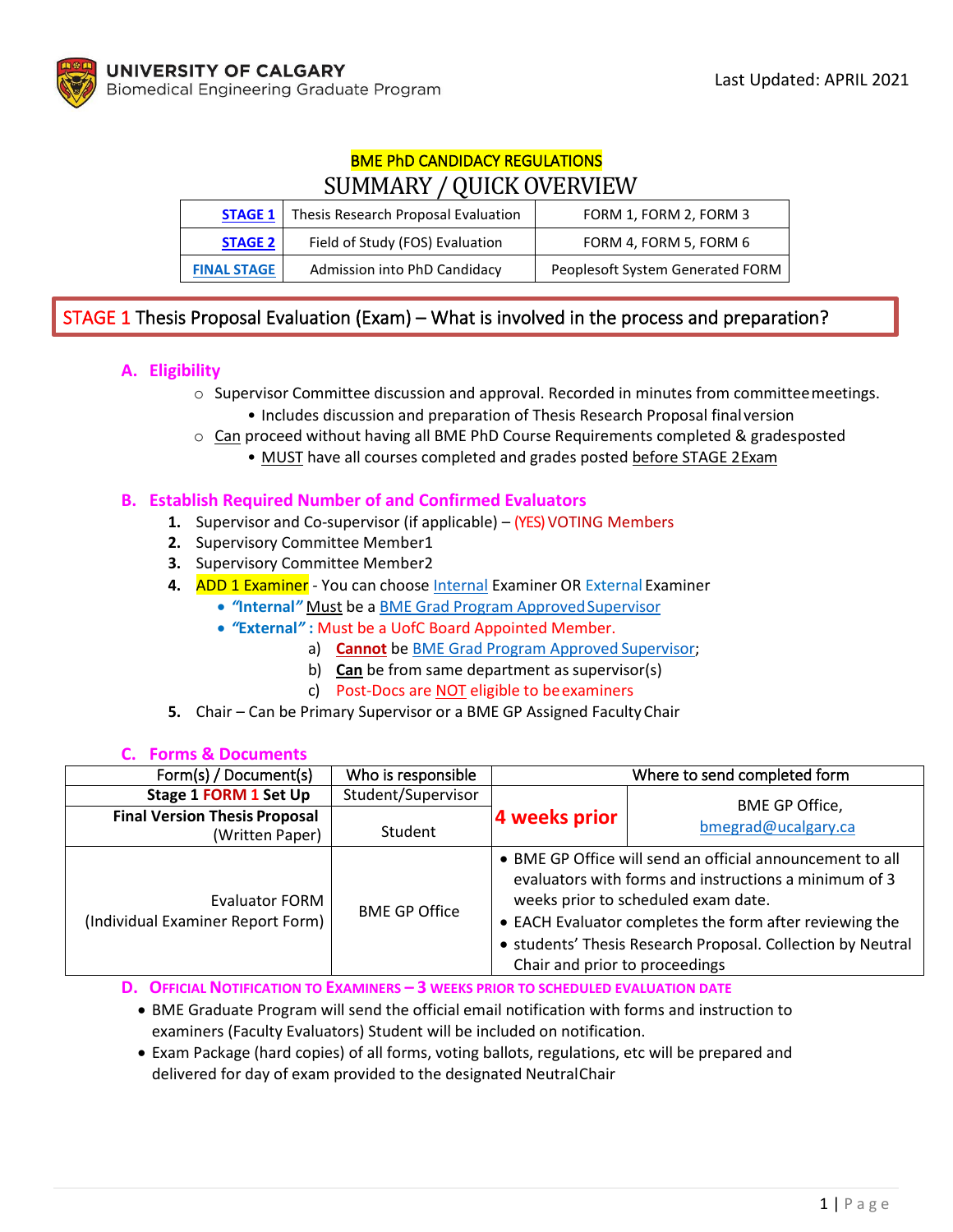UNIVERSITY OF CALGARY
Biomedical Engineering Graduate Program

Last Updated: APRIL 2021

# BME PhD CANDIDACY REGULATIONS

## SUMMARY / QUICK OVERVIEW

| | | |
|---|---|---|
| STAGE 1 | Thesis Research Proposal Evaluation | FORM 1, FORM 2, FORM 3 |
| STAGE 2 | Field of Study (FOS) Evaluation | FORM 4, FORM 5, FORM 6 |
| FINAL STAGE | Admission into PhD Candidacy | Peoplesoft System Generated FORM |

## STAGE 1 Thesis Proposal Evaluation (Exam) – What is involved in the process and preparation?

### A. Eligibility

- Supervisor Committee discussion and approval. Recorded in minutes from committee meetings.
  - Includes discussion and preparation of Thesis Research Proposal final version
- Can proceed without having all BME PhD Course Requirements completed & grades posted
  - MUST have all courses completed and grades posted before STAGE 2 Exam

### B. Establish Required Number of and Confirmed Evaluators

1. Supervisor and Co-supervisor (if applicable) – (YES) VOTING Members
2. Supervisory Committee Member1
3. Supervisory Committee Member2
4. ADD 1 Examiner - You can choose Internal Examiner OR External Examiner
   - ***"Internal"*** Must be a BME Grad Program Approved Supervisor
   - ***"External"*** **:** Must be a UofC Board Appointed Member.
     a) **Cannot** be BME Grad Program Approved Supervisor;
     b) **Can** be from same department as supervisor(s)
     c) Post-Docs are NOT eligible to be examiners
5. Chair – Can be Primary Supervisor or a BME GP Assigned Faculty Chair

### C. Forms & Documents

| Form(s) / Document(s) | Who is responsible | Where to send completed form | |
|---|---|---|---|
| **Stage 1 FORM 1 Set Up** | Student/Supervisor | **4 weeks prior** | BME GP Office, bmegrad@ucalgary.ca |
| **Final Version Thesis Proposal** (Written Paper) | Student | | |
| Evaluator FORM (Individual Examiner Report Form) | BME GP Office | • BME GP Office will send an official announcement to all evaluators with forms and instructions a minimum of 3 weeks prior to scheduled exam date.<br>• EACH Evaluator completes the form after reviewing the<br>• students' Thesis Research Proposal. Collection by Neutral Chair and prior to proceedings | |

### D. Official Notification to Examiners – 3 weeks prior to scheduled evaluation date

- BME Graduate Program will send the official email notification with forms and instruction to examiners (Faculty Evaluators) Student will be included on notification.
- Exam Package (hard copies) of all forms, voting ballots, regulations, etc will be prepared and delivered for day of exam provided to the designated Neutral Chair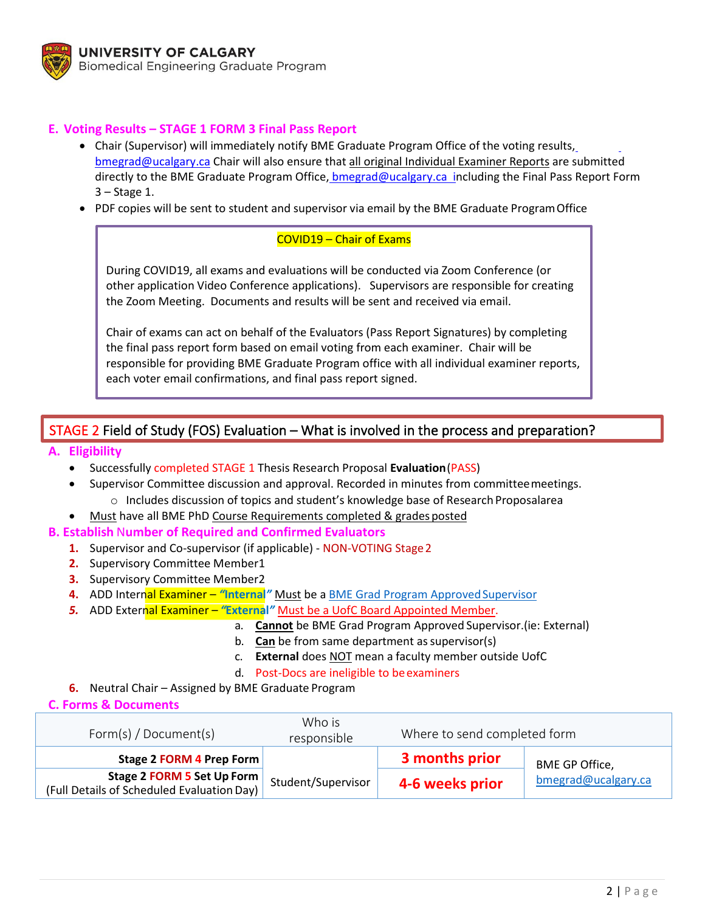## E. Voting Results – STAGE 1 FORM 3 Final Pass Report

- Chair (Supervisor) will immediately notify BME Graduate Program Office of the voting results, bmegrad@ucalgary.ca Chair will also ensure that all original Individual Examiner Reports are submitted directly to the BME Graduate Program Office, bmegrad@ucalgary.ca including the Final Pass Report Form 3 – Stage 1.
- PDF copies will be sent to student and supervisor via email by the BME Graduate Program Office

> **COVID19 – Chair of Exams**
>
> During COVID19, all exams and evaluations will be conducted via Zoom Conference (or other application Video Conference applications). Supervisors are responsible for creating the Zoom Meeting. Documents and results will be sent and received via email.
>
> Chair of exams can act on behalf of the Evaluators (Pass Report Signatures) by completing the final pass report form based on email voting from each examiner. Chair will be responsible for providing BME Graduate Program office with all individual examiner reports, each voter email confirmations, and final pass report signed.

# STAGE 2 Field of Study (FOS) Evaluation – What is involved in the process and preparation?

## A. Eligibility

- Successfully completed STAGE 1 Thesis Research Proposal **Evaluation** (PASS)
- Supervisor Committee discussion and approval. Recorded in minutes from committee meetings.
  - Includes discussion of topics and student's knowledge base of Research Proposal area
- Must have all BME PhD Course Requirements completed & grades posted

## B. Establish Number of Required and Confirmed Evaluators

1. Supervisor and Co-supervisor (if applicable) - NON-VOTING Stage 2
2. Supervisory Committee Member1
3. Supervisory Committee Member2
4. ADD Internal Examiner – ***"Internal"*** Must be a BME Grad Program Approved Supervisor
5. ADD External Examiner – ***"External"*** Must be a UofC Board Appointed Member.
   a. **Cannot** be BME Grad Program Approved Supervisor.(ie: External)
   b. **Can** be from same department as supervisor(s)
   c. **External** does NOT mean a faculty member outside UofC
   d. Post-Docs are ineligible to be examiners
6. Neutral Chair – Assigned by BME Graduate Program

## C. Forms & Documents

| Form(s) / Document(s) | Who is responsible | Where to send completed form | |
|---|---|---|---|
| **Stage 2 FORM 4 Prep Form** | Student/Supervisor | **3 months prior** | BME GP Office, bmegrad@ucalgary.ca |
| **Stage 2 FORM 5 Set Up Form** (Full Details of Scheduled Evaluation Day) | Student/Supervisor | **4-6 weeks prior** | BME GP Office, bmegrad@ucalgary.ca |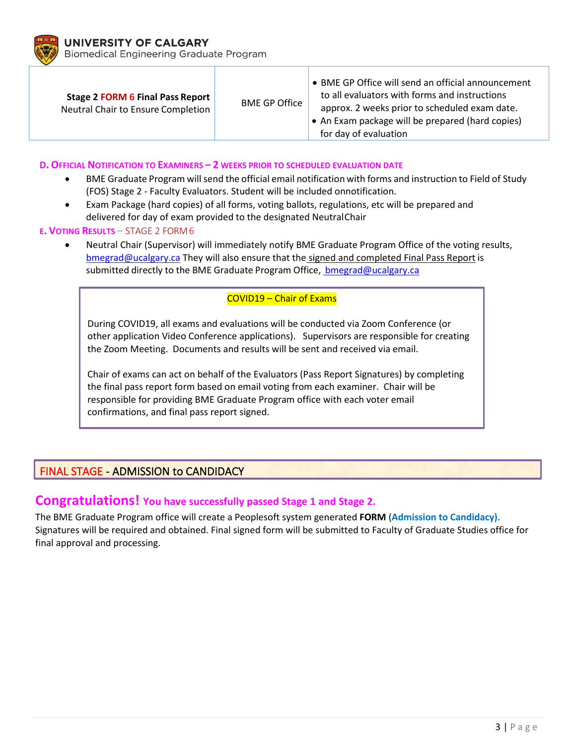| | | |
|---|---|---|
| **Stage 2 FORM 6 Final Pass Report** Neutral Chair to Ensure Completion | BME GP Office | • BME GP Office will send an official announcement to all evaluators with forms and instructions approx. 2 weeks prior to scheduled exam date.<br>• An Exam package will be prepared (hard copies) for day of evaluation |

### D. Official Notification to Examiners – 2 weeks prior to scheduled evaluation date

- BME Graduate Program will send the official email notification with forms and instruction to Field of Study (FOS) Stage 2 - Faculty Evaluators. Student will be included onnotification.
- Exam Package (hard copies) of all forms, voting ballots, regulations, etc will be prepared and delivered for day of exam provided to the designated NeutralChair

### E. Voting Results – STAGE 2 FORM 6

- Neutral Chair (Supervisor) will immediately notify BME Graduate Program Office of the voting results, bmegrad@ucalgary.ca They will also ensure that the signed and completed Final Pass Report is submitted directly to the BME Graduate Program Office, bmegrad@ucalgary.ca

> COVID19 – Chair of Exams
>
> During COVID19, all exams and evaluations will be conducted via Zoom Conference (or other application Video Conference applications). Supervisors are responsible for creating the Zoom Meeting. Documents and results will be sent and received via email.
>
> Chair of exams can act on behalf of the Evaluators (Pass Report Signatures) by completing the final pass report form based on email voting from each examiner. Chair will be responsible for providing BME Graduate Program office with each voter email confirmations, and final pass report signed.

## FINAL STAGE - ADMISSION to CANDIDACY

## Congratulations! You have successfully passed Stage 1 and Stage 2.

The BME Graduate Program office will create a Peoplesoft system generated **FORM** (**Admission to Candidacy)**. Signatures will be required and obtained. Final signed form will be submitted to Faculty of Graduate Studies office for final approval and processing.